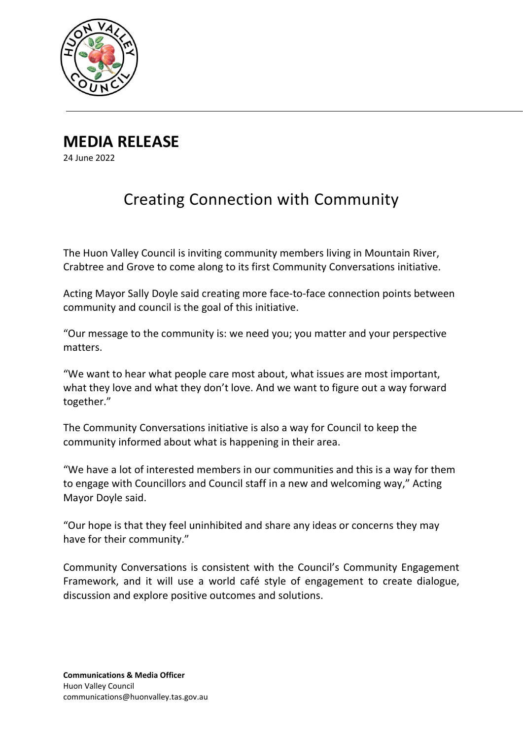# MEDIA RELEASE

24 June 2022

## Creating Connection with Community

The Huon Valley Council is inviting community members living in Mountain River, Crabtree and Grove to come along to its first Community Conversations initiative.

Acting Mayor Sally Doyle said creating more face-to-face connection points between community and council is the goal of this initiative.

"Our message to the community is: we need you; you matter and your perspective matters.

"We want to hear what people care most about, what issues are most important, what they love and what they don't love. And we want to figure out a way forward together."

The Community Conversations initiative is also a way for Council to keep the community informed about what is happening in their area.

"We have a lot of interested members in our communities and this is a way for them to engage with Councillors and Council staff in a new and welcoming way," Acting Mayor Doyle said.

"Our hope is that they feel uninhibited and share any ideas or concerns they may have for their community."

Community Conversations is consistent with the Council's Community Engagement Framework, and it will use a world café style of engagement to create dialogue, discussion and explore positive outcomes and solutions.

**Communications & Media Officer**
Huon Valley Council
communications@huonvalley.tas.gov.au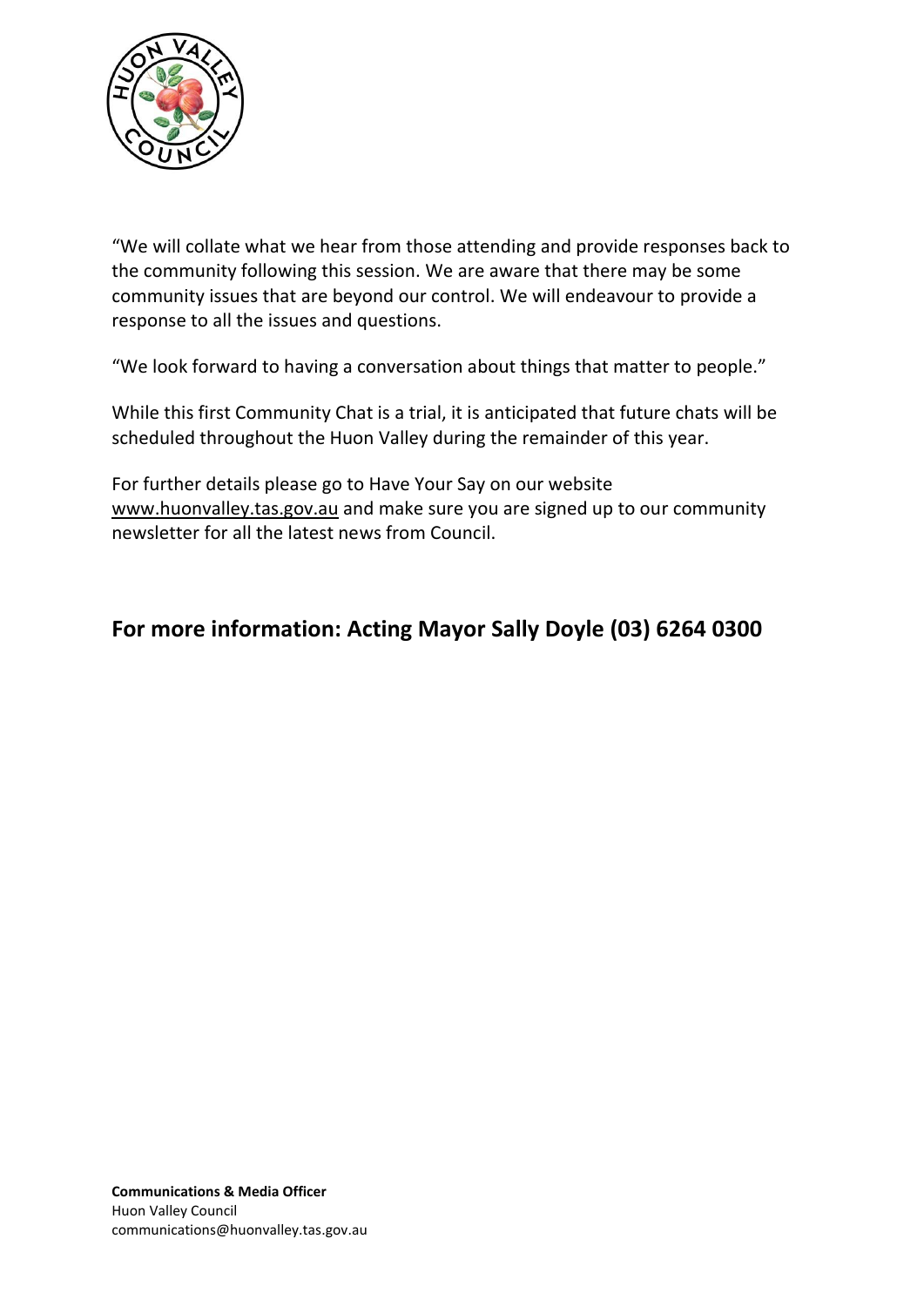"We will collate what we hear from those attending and provide responses back to the community following this session. We are aware that there may be some community issues that are beyond our control. We will endeavour to provide a response to all the issues and questions.

"We look forward to having a conversation about things that matter to people."

While this first Community Chat is a trial, it is anticipated that future chats will be scheduled throughout the Huon Valley during the remainder of this year.

For further details please go to Have Your Say on our website www.huonvalley.tas.gov.au and make sure you are signed up to our community newsletter for all the latest news from Council.

## For more information: Acting Mayor Sally Doyle (03) 6264 0300

**Communications & Media Officer**
Huon Valley Council
communications@huonvalley.tas.gov.au